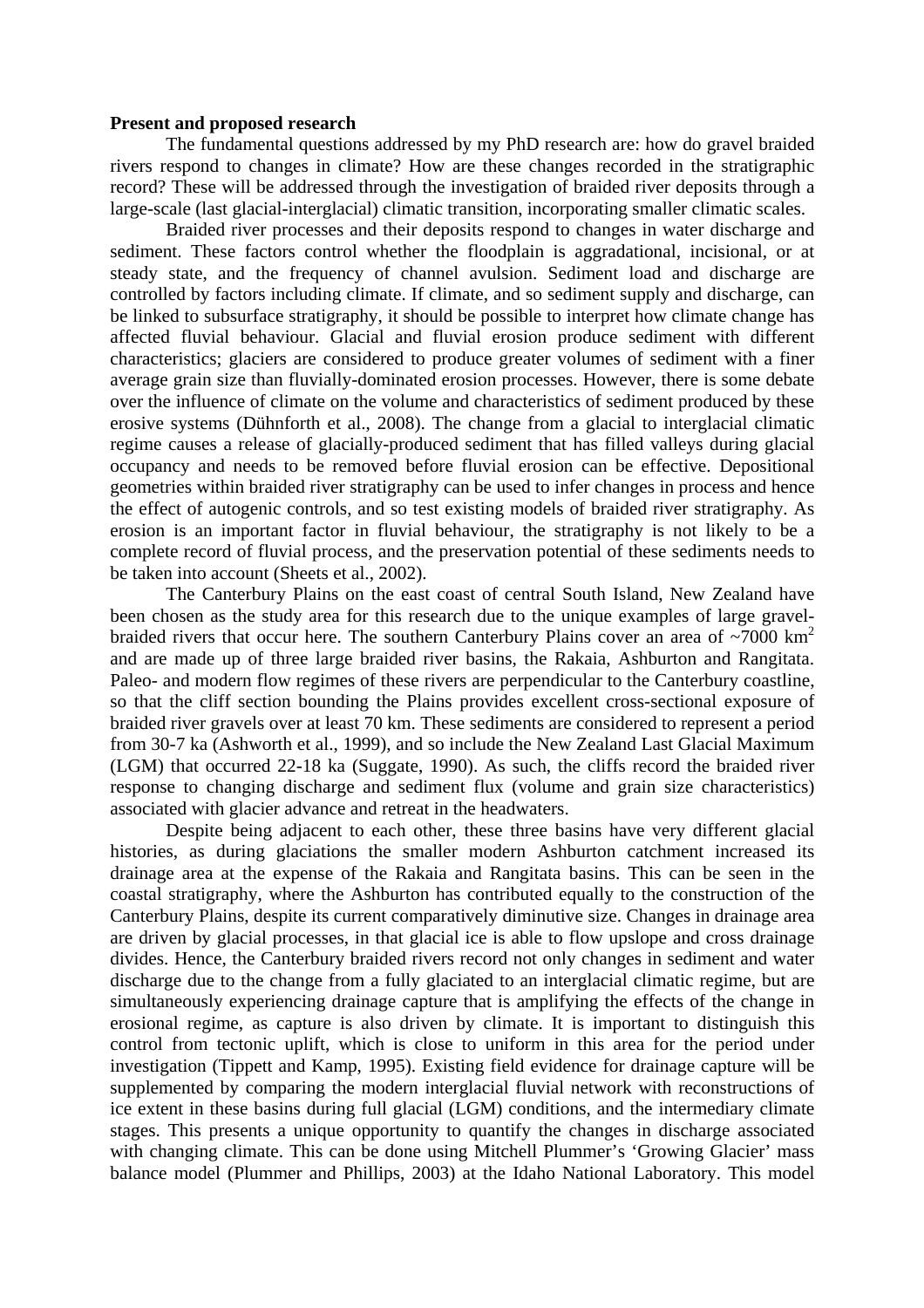**Present and proposed research**

The fundamental questions addressed by my PhD research are: how do gravel braided rivers respond to changes in climate? How are these changes recorded in the stratigraphic record? These will be addressed through the investigation of braided river deposits through a large-scale (last glacial-interglacial) climatic transition, incorporating smaller climatic scales.

Braided river processes and their deposits respond to changes in water discharge and sediment. These factors control whether the floodplain is aggradational, incisional, or at steady state, and the frequency of channel avulsion. Sediment load and discharge are controlled by factors including climate. If climate, and so sediment supply and discharge, can be linked to subsurface stratigraphy, it should be possible to interpret how climate change has affected fluvial behaviour. Glacial and fluvial erosion produce sediment with different characteristics; glaciers are considered to produce greater volumes of sediment with a finer average grain size than fluvially-dominated erosion processes. However, there is some debate over the influence of climate on the volume and characteristics of sediment produced by these erosive systems (Dühnforth et al., 2008). The change from a glacial to interglacial climatic regime causes a release of glacially-produced sediment that has filled valleys during glacial occupancy and needs to be removed before fluvial erosion can be effective. Depositional geometries within braided river stratigraphy can be used to infer changes in process and hence the effect of autogenic controls, and so test existing models of braided river stratigraphy. As erosion is an important factor in fluvial behaviour, the stratigraphy is not likely to be a complete record of fluvial process, and the preservation potential of these sediments needs to be taken into account (Sheets et al., 2002).

The Canterbury Plains on the east coast of central South Island, New Zealand have been chosen as the study area for this research due to the unique examples of large gravel-braided rivers that occur here. The southern Canterbury Plains cover an area of ~7000 km$^2$ and are made up of three large braided river basins, the Rakaia, Ashburton and Rangitata. Paleo- and modern flow regimes of these rivers are perpendicular to the Canterbury coastline, so that the cliff section bounding the Plains provides excellent cross-sectional exposure of braided river gravels over at least 70 km. These sediments are considered to represent a period from 30-7 ka (Ashworth et al., 1999), and so include the New Zealand Last Glacial Maximum (LGM) that occurred 22-18 ka (Suggate, 1990). As such, the cliffs record the braided river response to changing discharge and sediment flux (volume and grain size characteristics) associated with glacier advance and retreat in the headwaters.

Despite being adjacent to each other, these three basins have very different glacial histories, as during glaciations the smaller modern Ashburton catchment increased its drainage area at the expense of the Rakaia and Rangitata basins. This can be seen in the coastal stratigraphy, where the Ashburton has contributed equally to the construction of the Canterbury Plains, despite its current comparatively diminutive size. Changes in drainage area are driven by glacial processes, in that glacial ice is able to flow upslope and cross drainage divides. Hence, the Canterbury braided rivers record not only changes in sediment and water discharge due to the change from a fully glaciated to an interglacial climatic regime, but are simultaneously experiencing drainage capture that is amplifying the effects of the change in erosional regime, as capture is also driven by climate. It is important to distinguish this control from tectonic uplift, which is close to uniform in this area for the period under investigation (Tippett and Kamp, 1995). Existing field evidence for drainage capture will be supplemented by comparing the modern interglacial fluvial network with reconstructions of ice extent in these basins during full glacial (LGM) conditions, and the intermediary climate stages. This presents a unique opportunity to quantify the changes in discharge associated with changing climate. This can be done using Mitchell Plummer's 'Growing Glacier' mass balance model (Plummer and Phillips, 2003) at the Idaho National Laboratory. This model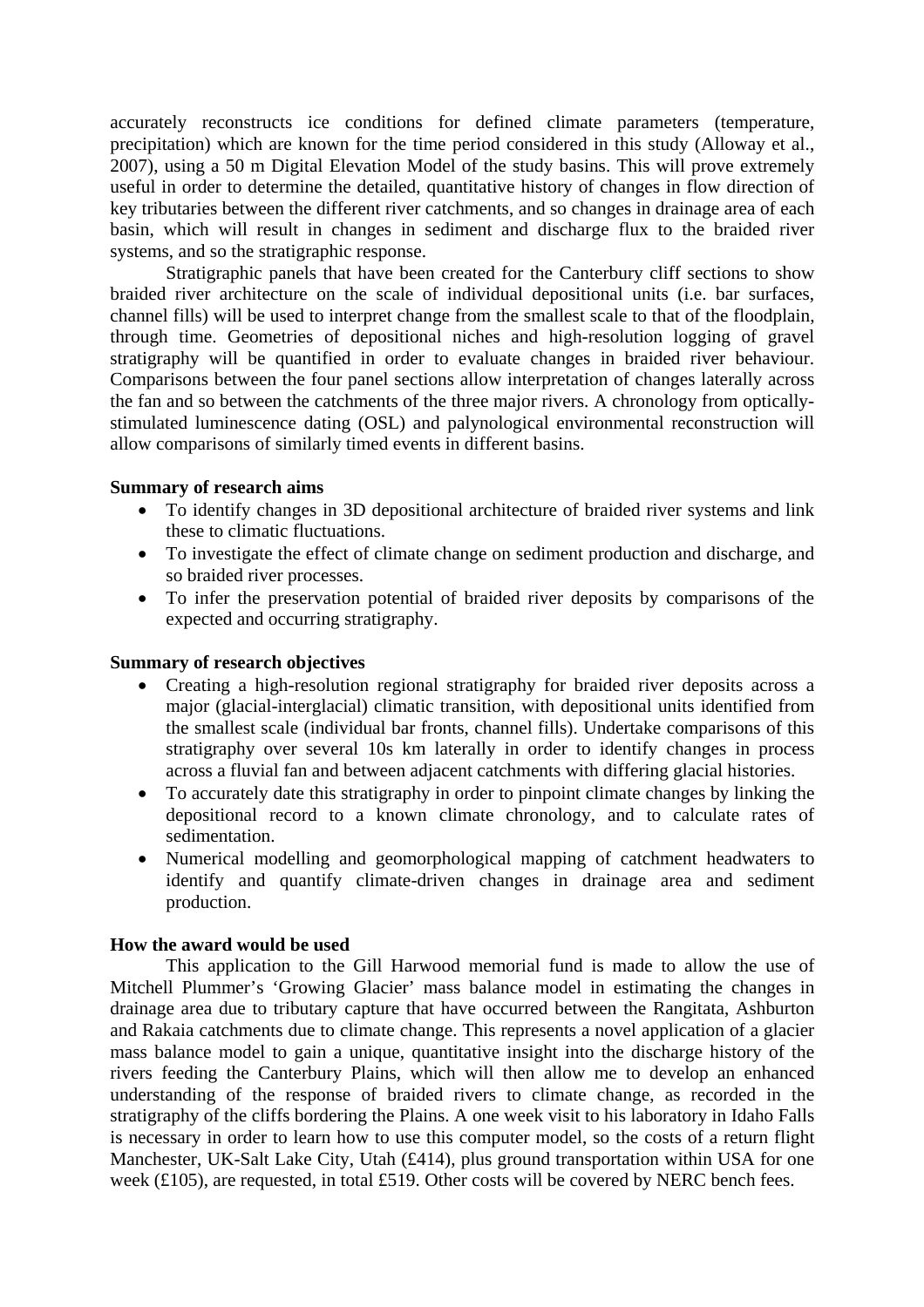accurately reconstructs ice conditions for defined climate parameters (temperature, precipitation) which are known for the time period considered in this study (Alloway et al., 2007), using a 50 m Digital Elevation Model of the study basins. This will prove extremely useful in order to determine the detailed, quantitative history of changes in flow direction of key tributaries between the different river catchments, and so changes in drainage area of each basin, which will result in changes in sediment and discharge flux to the braided river systems, and so the stratigraphic response.

Stratigraphic panels that have been created for the Canterbury cliff sections to show braided river architecture on the scale of individual depositional units (i.e. bar surfaces, channel fills) will be used to interpret change from the smallest scale to that of the floodplain, through time. Geometries of depositional niches and high-resolution logging of gravel stratigraphy will be quantified in order to evaluate changes in braided river behaviour. Comparisons between the four panel sections allow interpretation of changes laterally across the fan and so between the catchments of the three major rivers. A chronology from optically-stimulated luminescence dating (OSL) and palynological environmental reconstruction will allow comparisons of similarly timed events in different basins.

**Summary of research aims**

- To identify changes in 3D depositional architecture of braided river systems and link these to climatic fluctuations.
- To investigate the effect of climate change on sediment production and discharge, and so braided river processes.
- To infer the preservation potential of braided river deposits by comparisons of the expected and occurring stratigraphy.

**Summary of research objectives**

- Creating a high-resolution regional stratigraphy for braided river deposits across a major (glacial-interglacial) climatic transition, with depositional units identified from the smallest scale (individual bar fronts, channel fills). Undertake comparisons of this stratigraphy over several 10s km laterally in order to identify changes in process across a fluvial fan and between adjacent catchments with differing glacial histories.
- To accurately date this stratigraphy in order to pinpoint climate changes by linking the depositional record to a known climate chronology, and to calculate rates of sedimentation.
- Numerical modelling and geomorphological mapping of catchment headwaters to identify and quantify climate-driven changes in drainage area and sediment production.

**How the award would be used**

This application to the Gill Harwood memorial fund is made to allow the use of Mitchell Plummer's 'Growing Glacier' mass balance model in estimating the changes in drainage area due to tributary capture that have occurred between the Rangitata, Ashburton and Rakaia catchments due to climate change. This represents a novel application of a glacier mass balance model to gain a unique, quantitative insight into the discharge history of the rivers feeding the Canterbury Plains, which will then allow me to develop an enhanced understanding of the response of braided rivers to climate change, as recorded in the stratigraphy of the cliffs bordering the Plains. A one week visit to his laboratory in Idaho Falls is necessary in order to learn how to use this computer model, so the costs of a return flight Manchester, UK-Salt Lake City, Utah (£414), plus ground transportation within USA for one week (£105), are requested, in total £519. Other costs will be covered by NERC bench fees.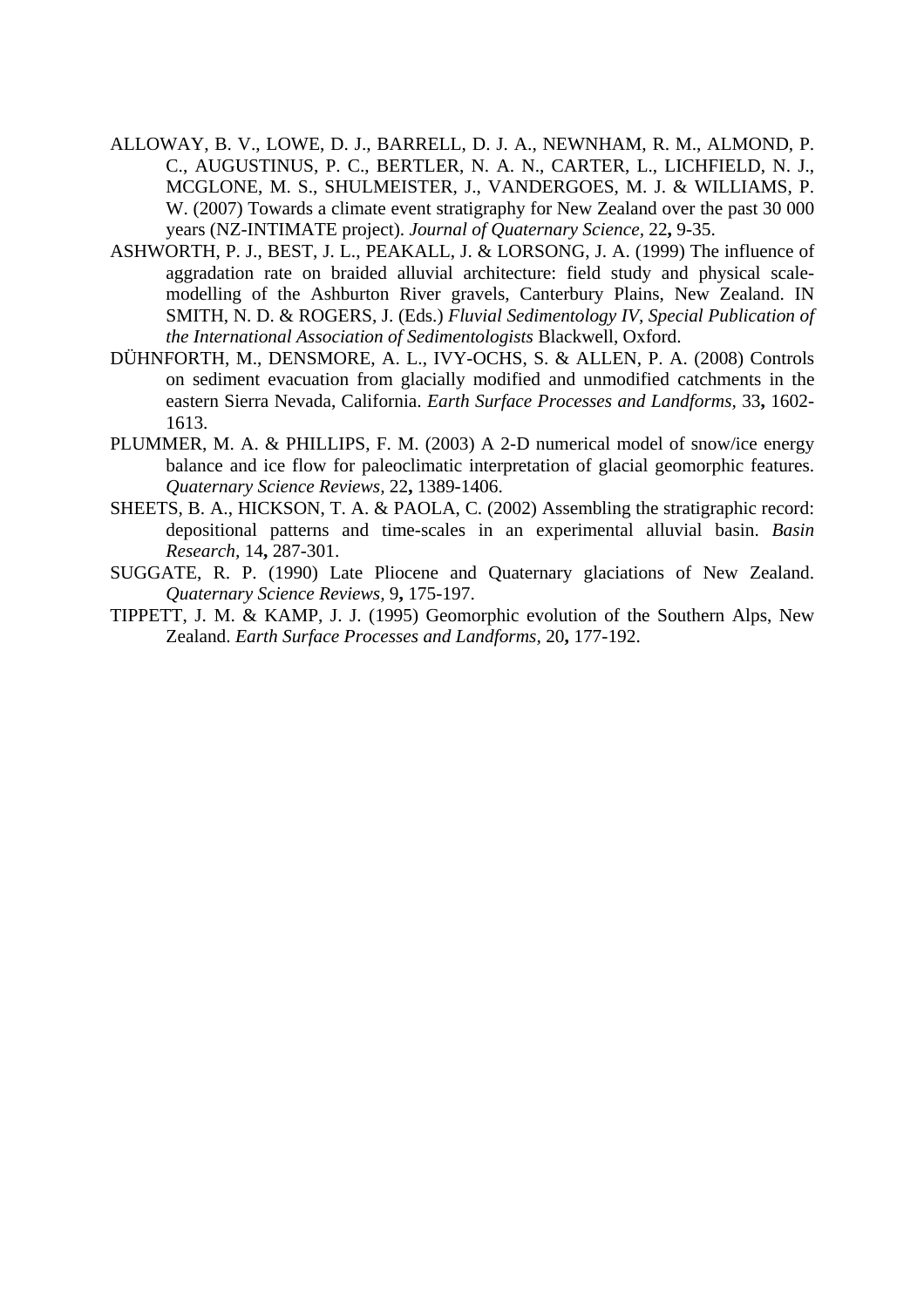ALLOWAY, B. V., LOWE, D. J., BARRELL, D. J. A., NEWNHAM, R. M., ALMOND, P. C., AUGUSTINUS, P. C., BERTLER, N. A. N., CARTER, L., LICHFIELD, N. J., MCGLONE, M. S., SHULMEISTER, J., VANDERGOES, M. J. & WILLIAMS, P. W. (2007) Towards a climate event stratigraphy for New Zealand over the past 30 000 years (NZ-INTIMATE project). *Journal of Quaternary Science,* 22**,** 9-35.

ASHWORTH, P. J., BEST, J. L., PEAKALL, J. & LORSONG, J. A. (1999) The influence of aggradation rate on braided alluvial architecture: field study and physical scale-modelling of the Ashburton River gravels, Canterbury Plains, New Zealand. IN SMITH, N. D. & ROGERS, J. (Eds.) *Fluvial Sedimentology IV, Special Publication of the International Association of Sedimentologists* Blackwell, Oxford.

DÜHNFORTH, M., DENSMORE, A. L., IVY-OCHS, S. & ALLEN, P. A. (2008) Controls on sediment evacuation from glacially modified and unmodified catchments in the eastern Sierra Nevada, California. *Earth Surface Processes and Landforms,* 33**,** 1602-1613.

PLUMMER, M. A. & PHILLIPS, F. M. (2003) A 2-D numerical model of snow/ice energy balance and ice flow for paleoclimatic interpretation of glacial geomorphic features. *Quaternary Science Reviews,* 22**,** 1389-1406.

SHEETS, B. A., HICKSON, T. A. & PAOLA, C. (2002) Assembling the stratigraphic record: depositional patterns and time-scales in an experimental alluvial basin. *Basin Research,* 14**,** 287-301.

SUGGATE, R. P. (1990) Late Pliocene and Quaternary glaciations of New Zealand. *Quaternary Science Reviews,* 9**,** 175-197.

TIPPETT, J. M. & KAMP, J. J. (1995) Geomorphic evolution of the Southern Alps, New Zealand. *Earth Surface Processes and Landforms,* 20**,** 177-192.